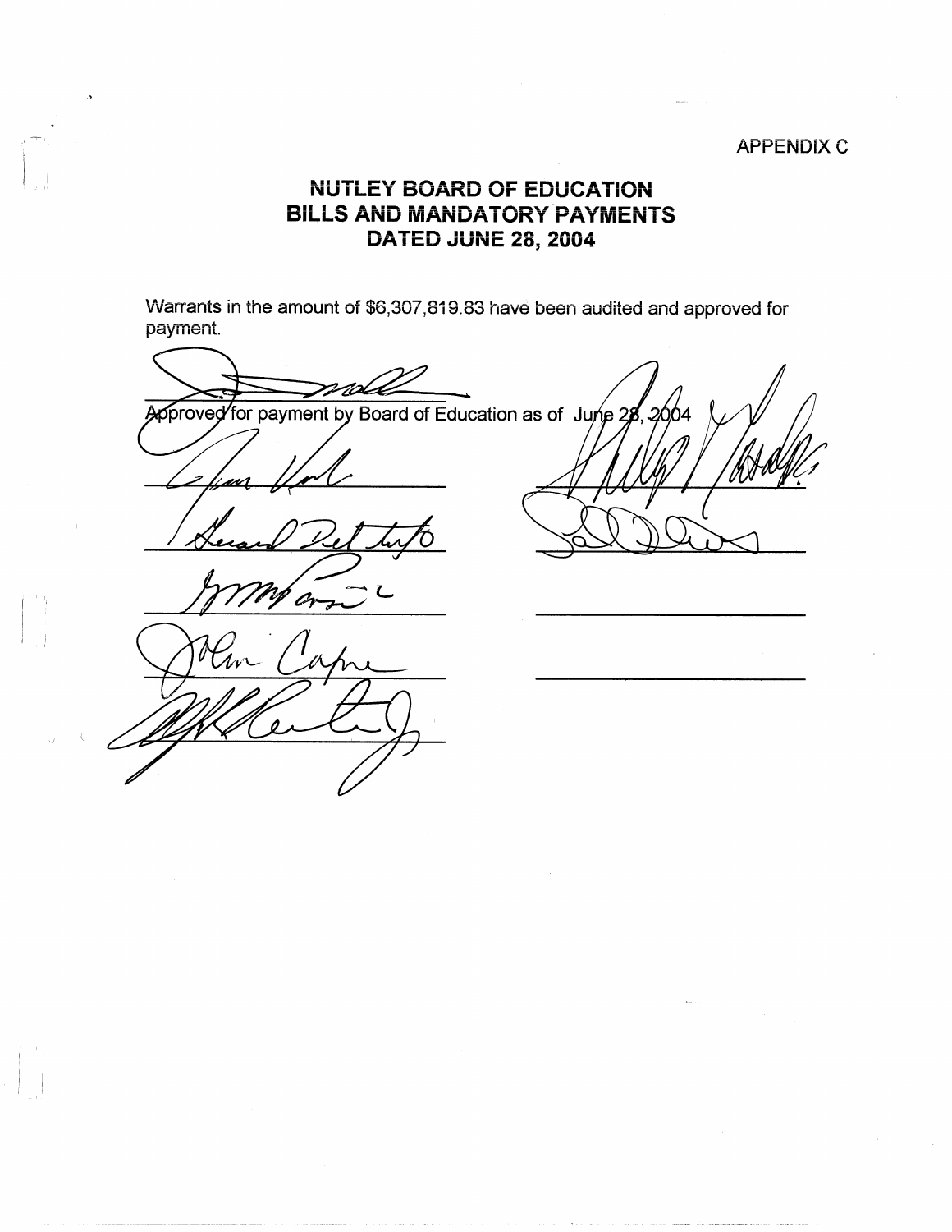APPENDIX C

# NUTLEY BOARD OF EDUCATION
# BILLS AND MANDATORY PAYMENTS
# DATED JUNE 28, 2004

Warrants in the amount of $6,307,819.83 have been audited and approved for payment.

Approved for payment by Board of Education as of June 28, 2004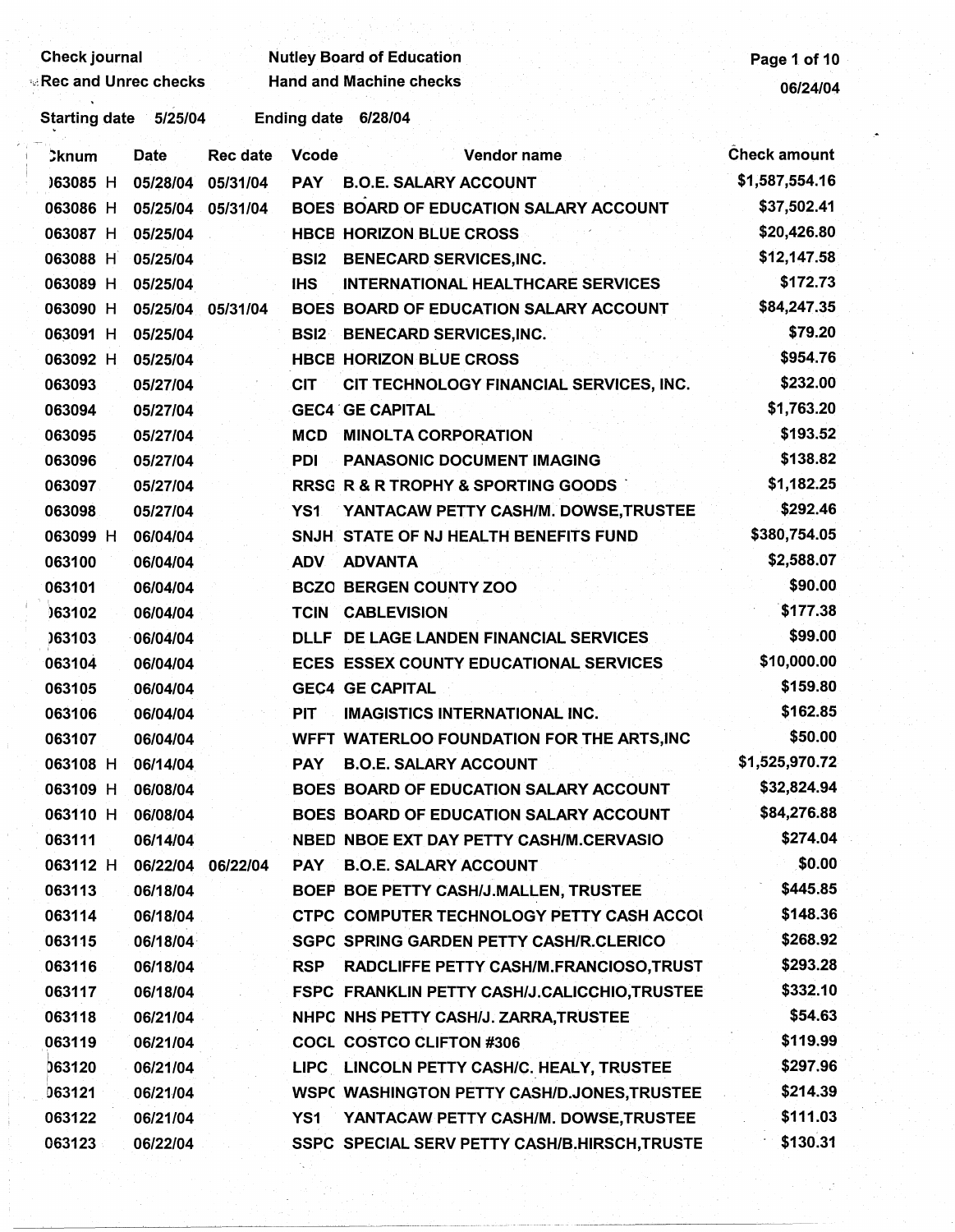Check journal | Nutley Board of Education
Rec and Unrec checks | Hand and Machine checks

06/24/04

Starting date 5/25/04 Ending date 6/28/04

| Cknum | Date | Rec date | Vcode | Vendor name | Check amount |
|---|---|---|---|---|---|
| 063085 H | 05/28/04 | 05/31/04 | PAY | B.O.E. SALARY ACCOUNT | $1,587,554.16 |
| 063086 H | 05/25/04 | 05/31/04 | BOES | BOARD OF EDUCATION SALARY ACCOUNT | $37,502.41 |
| 063087 H | 05/25/04 | | HBCE | HORIZON BLUE CROSS | $20,426.80 |
| 063088 H | 05/25/04 | | BSI2 | BENECARD SERVICES,INC. | $12,147.58 |
| 063089 H | 05/25/04 | | IHS | INTERNATIONAL HEALTHCARE SERVICES | $172.73 |
| 063090 H | 05/25/04 | 05/31/04 | BOES | BOARD OF EDUCATION SALARY ACCOUNT | $84,247.35 |
| 063091 H | 05/25/04 | | BSI2 | BENECARD SERVICES,INC. | $79.20 |
| 063092 H | 05/25/04 | | HBCE | HORIZON BLUE CROSS | $954.76 |
| 063093 | 05/27/04 | | CIT | CIT TECHNOLOGY FINANCIAL SERVICES, INC. | $232.00 |
| 063094 | 05/27/04 | | GEC4 | GE CAPITAL | $1,763.20 |
| 063095 | 05/27/04 | | MCD | MINOLTA CORPORATION | $193.52 |
| 063096 | 05/27/04 | | PDI | PANASONIC DOCUMENT IMAGING | $138.82 |
| 063097 | 05/27/04 | | RRSG | R & R TROPHY & SPORTING GOODS | $1,182.25 |
| 063098 | 05/27/04 | | YS1 | YANTACAW PETTY CASH/M. DOWSE,TRUSTEE | $292.46 |
| 063099 H | 06/04/04 | | SNJH | STATE OF NJ HEALTH BENEFITS FUND | $380,754.05 |
| 063100 | 06/04/04 | | ADV | ADVANTA | $2,588.07 |
| 063101 | 06/04/04 | | BCZO | BERGEN COUNTY ZOO | $90.00 |
| 063102 | 06/04/04 | | TCIN | CABLEVISION | $177.38 |
| 063103 | 06/04/04 | | DLLF | DE LAGE LANDEN FINANCIAL SERVICES | $99.00 |
| 063104 | 06/04/04 | | ECES | ESSEX COUNTY EDUCATIONAL SERVICES | $10,000.00 |
| 063105 | 06/04/04 | | GEC4 | GE CAPITAL | $159.80 |
| 063106 | 06/04/04 | | PIT | IMAGISTICS INTERNATIONAL INC. | $162.85 |
| 063107 | 06/04/04 | | WFFT | WATERLOO FOUNDATION FOR THE ARTS,INC | $50.00 |
| 063108 H | 06/14/04 | | PAY | B.O.E. SALARY ACCOUNT | $1,525,970.72 |
| 063109 H | 06/08/04 | | BOES | BOARD OF EDUCATION SALARY ACCOUNT | $32,824.94 |
| 063110 H | 06/08/04 | | BOES | BOARD OF EDUCATION SALARY ACCOUNT | $84,276.88 |
| 063111 | 06/14/04 | | NBED | NBOE EXT DAY PETTY CASH/M.CERVASIO | $274.04 |
| 063112 H | 06/22/04 | 06/22/04 | PAY | B.O.E. SALARY ACCOUNT | $0.00 |
| 063113 | 06/18/04 | | BOEP | BOE PETTY CASH/J.MALLEN, TRUSTEE | $445.85 |
| 063114 | 06/18/04 | | CTPC | COMPUTER TECHNOLOGY PETTY CASH ACCOI | $148.36 |
| 063115 | 06/18/04 | | SGPC | SPRING GARDEN PETTY CASH/R.CLERICO | $268.92 |
| 063116 | 06/18/04 | | RSP | RADCLIFFE PETTY CASH/M.FRANCIOSO,TRUST | $293.28 |
| 063117 | 06/18/04 | | FSPC | FRANKLIN PETTY CASH/J.CALICCHIO,TRUSTEE | $332.10 |
| 063118 | 06/21/04 | | NHPC | NHS PETTY CASH/J. ZARRA,TRUSTEE | $54.63 |
| 063119 | 06/21/04 | | COCL | COSTCO CLIFTON #306 | $119.99 |
| 063120 | 06/21/04 | | LIPC | LINCOLN PETTY CASH/C. HEALY, TRUSTEE | $297.96 |
| 063121 | 06/21/04 | | WSPC | WASHINGTON PETTY CASH/D.JONES,TRUSTEE | $214.39 |
| 063122 | 06/21/04 | | YS1 | YANTACAW PETTY CASH/M. DOWSE,TRUSTEE | $111.03 |
| 063123 | 06/22/04 | | SSPC | SPECIAL SERV PETTY CASH/B.HIRSCH,TRUSTE | $130.31 |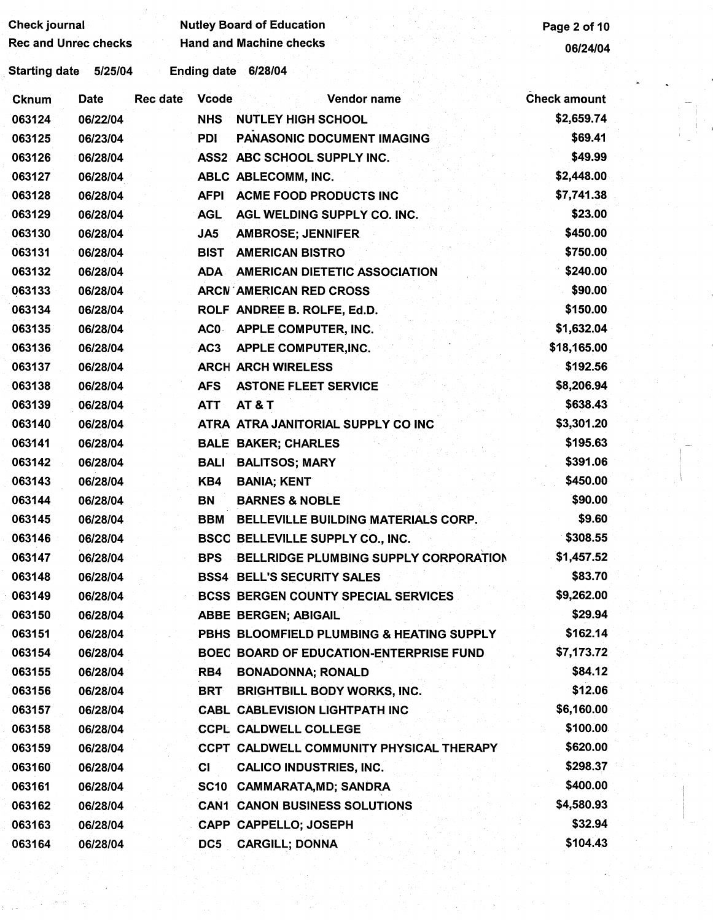Check journal
Rec and Unrec checks

Nutley Board of Education
Hand and Machine checks

06/24/04

Starting date 5/25/04 Ending date 6/28/04

| Cknum | Date | Rec date | Vcode | Vendor name | Check amount |
|---|---|---|---|---|---|
| 063124 | 06/22/04 | | NHS | NUTLEY HIGH SCHOOL | $2,659.74 |
| 063125 | 06/23/04 | | PDI | PANASONIC DOCUMENT IMAGING | $69.41 |
| 063126 | 06/28/04 | | ASS2 | ABC SCHOOL SUPPLY INC. | $49.99 |
| 063127 | 06/28/04 | | ABLC | ABLECOMM, INC. | $2,448.00 |
| 063128 | 06/28/04 | | AFPI | ACME FOOD PRODUCTS INC | $7,741.38 |
| 063129 | 06/28/04 | | AGL | AGL WELDING SUPPLY CO. INC. | $23.00 |
| 063130 | 06/28/04 | | JA5 | AMBROSE; JENNIFER | $450.00 |
| 063131 | 06/28/04 | | BIST | AMERICAN BISTRO | $750.00 |
| 063132 | 06/28/04 | | ADA | AMERICAN DIETETIC ASSOCIATION | $240.00 |
| 063133 | 06/28/04 | | ARCN | AMERICAN RED CROSS | $90.00 |
| 063134 | 06/28/04 | | ROLF | ANDREE B. ROLFE, Ed.D. | $150.00 |
| 063135 | 06/28/04 | | AC0 | APPLE COMPUTER, INC. | $1,632.04 |
| 063136 | 06/28/04 | | AC3 | APPLE COMPUTER,INC. | $18,165.00 |
| 063137 | 06/28/04 | | ARCH | ARCH WIRELESS | $192.56 |
| 063138 | 06/28/04 | | AFS | ASTONE FLEET SERVICE | $8,206.94 |
| 063139 | 06/28/04 | | ATT | AT & T | $638.43 |
| 063140 | 06/28/04 | | ATRA | ATRA JANITORIAL SUPPLY CO INC | $3,301.20 |
| 063141 | 06/28/04 | | BALE | BAKER; CHARLES | $195.63 |
| 063142 | 06/28/04 | | BALI | BALITSOS; MARY | $391.06 |
| 063143 | 06/28/04 | | KB4 | BANIA; KENT | $450.00 |
| 063144 | 06/28/04 | | BN | BARNES & NOBLE | $90.00 |
| 063145 | 06/28/04 | | BBM | BELLEVILLE BUILDING MATERIALS CORP. | $9.60 |
| 063146 | 06/28/04 | | BSCC | BELLEVILLE SUPPLY CO., INC. | $308.55 |
| 063147 | 06/28/04 | | BPS | BELLRIDGE PLUMBING SUPPLY CORPORATION | $1,457.52 |
| 063148 | 06/28/04 | | BSS4 | BELL'S SECURITY SALES | $83.70 |
| 063149 | 06/28/04 | | BCSS | BERGEN COUNTY SPECIAL SERVICES | $9,262.00 |
| 063150 | 06/28/04 | | ABBE | BERGEN; ABIGAIL | $29.94 |
| 063151 | 06/28/04 | | PBHS | BLOOMFIELD PLUMBING & HEATING SUPPLY | $162.14 |
| 063154 | 06/28/04 | | BOEC | BOARD OF EDUCATION-ENTERPRISE FUND | $7,173.72 |
| 063155 | 06/28/04 | | RB4 | BONADONNA; RONALD | $84.12 |
| 063156 | 06/28/04 | | BRT | BRIGHTBILL BODY WORKS, INC. | $12.06 |
| 063157 | 06/28/04 | | CABL | CABLEVISION LIGHTPATH INC | $6,160.00 |
| 063158 | 06/28/04 | | CCPL | CALDWELL COLLEGE | $100.00 |
| 063159 | 06/28/04 | | CCPT | CALDWELL COMMUNITY PHYSICAL THERAPY | $620.00 |
| 063160 | 06/28/04 | | CI | CALICO INDUSTRIES, INC. | $298.37 |
| 063161 | 06/28/04 | | SC10 | CAMMARATA,MD; SANDRA | $400.00 |
| 063162 | 06/28/04 | | CAN1 | CANON BUSINESS SOLUTIONS | $4,580.93 |
| 063163 | 06/28/04 | | CAPP | CAPPELLO; JOSEPH | $32.94 |
| 063164 | 06/28/04 | | DC5 | CARGILL; DONNA | $104.43 |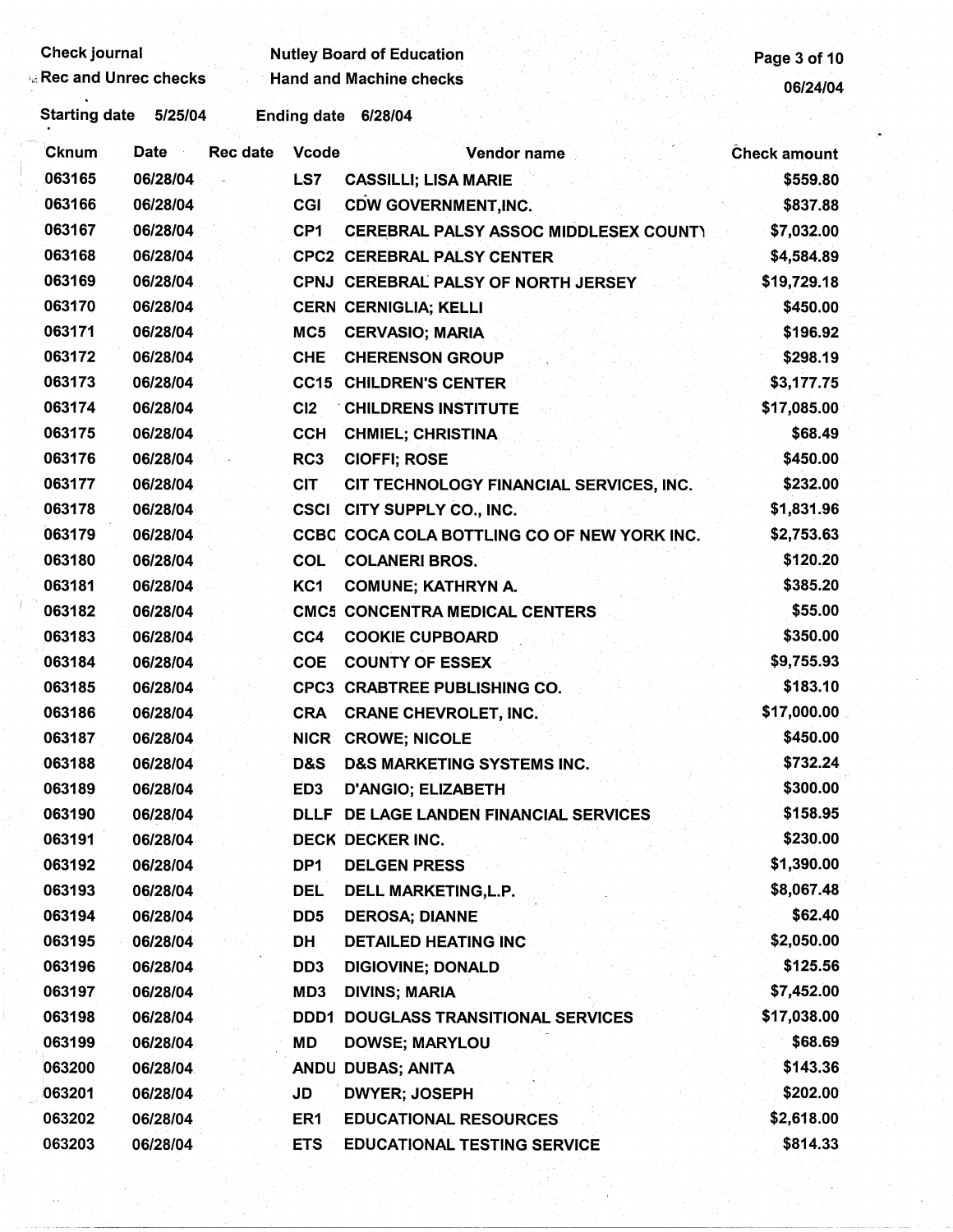Check journal | Nutley Board of Education
Rec and Unrec checks | Hand and Machine checks

06/24/04

Starting date 5/25/04 Ending date 6/28/04

| Cknum | Date | Rec date | Vcode | Vendor name | Check amount |
|---|---|---|---|---|---|
| 063165 | 06/28/04 | | LS7 | CASSILLI; LISA MARIE | $559.80 |
| 063166 | 06/28/04 | | CGI | CDW GOVERNMENT,INC. | $837.88 |
| 063167 | 06/28/04 | | CP1 | CEREBRAL PALSY ASSOC MIDDLESEX COUNTY | $7,032.00 |
| 063168 | 06/28/04 | | CPC2 | CEREBRAL PALSY CENTER | $4,584.89 |
| 063169 | 06/28/04 | | CPNJ | CEREBRAL PALSY OF NORTH JERSEY | $19,729.18 |
| 063170 | 06/28/04 | | CERN | CERNIGLIA; KELLI | $450.00 |
| 063171 | 06/28/04 | | MC5 | CERVASIO; MARIA | $196.92 |
| 063172 | 06/28/04 | | CHE | CHERENSON GROUP | $298.19 |
| 063173 | 06/28/04 | | CC15 | CHILDREN'S CENTER | $3,177.75 |
| 063174 | 06/28/04 | | CI2 | CHILDRENS INSTITUTE | $17,085.00 |
| 063175 | 06/28/04 | | CCH | CHMIEL; CHRISTINA | $68.49 |
| 063176 | 06/28/04 | | RC3 | CIOFFI; ROSE | $450.00 |
| 063177 | 06/28/04 | | CIT | CIT TECHNOLOGY FINANCIAL SERVICES, INC. | $232.00 |
| 063178 | 06/28/04 | | CSCI | CITY SUPPLY CO., INC. | $1,831.96 |
| 063179 | 06/28/04 | | CCBC | COCA COLA BOTTLING CO OF NEW YORK INC. | $2,753.63 |
| 063180 | 06/28/04 | | COL | COLANERI BROS. | $120.20 |
| 063181 | 06/28/04 | | KC1 | COMUNE; KATHRYN A. | $385.20 |
| 063182 | 06/28/04 | | CMC5 | CONCENTRA MEDICAL CENTERS | $55.00 |
| 063183 | 06/28/04 | | CC4 | COOKIE CUPBOARD | $350.00 |
| 063184 | 06/28/04 | | COE | COUNTY OF ESSEX | $9,755.93 |
| 063185 | 06/28/04 | | CPC3 | CRABTREE PUBLISHING CO. | $183.10 |
| 063186 | 06/28/04 | | CRA | CRANE CHEVROLET, INC. | $17,000.00 |
| 063187 | 06/28/04 | | NICR | CROWE; NICOLE | $450.00 |
| 063188 | 06/28/04 | | D&S | D&S MARKETING SYSTEMS INC. | $732.24 |
| 063189 | 06/28/04 | | ED3 | D'ANGIO; ELIZABETH | $300.00 |
| 063190 | 06/28/04 | | DLLF | DE LAGE LANDEN FINANCIAL SERVICES | $158.95 |
| 063191 | 06/28/04 | | DECK | DECKER INC. | $230.00 |
| 063192 | 06/28/04 | | DP1 | DELGEN PRESS | $1,390.00 |
| 063193 | 06/28/04 | | DEL | DELL MARKETING,L.P. | $8,067.48 |
| 063194 | 06/28/04 | | DD5 | DEROSA; DIANNE | $62.40 |
| 063195 | 06/28/04 | | DH | DETAILED HEATING INC | $2,050.00 |
| 063196 | 06/28/04 | | DD3 | DIGIOVINE; DONALD | $125.56 |
| 063197 | 06/28/04 | | MD3 | DIVINS; MARIA | $7,452.00 |
| 063198 | 06/28/04 | | DDD1 | DOUGLASS TRANSITIONAL SERVICES | $17,038.00 |
| 063199 | 06/28/04 | | MD | DOWSE; MARYLOU | $68.69 |
| 063200 | 06/28/04 | | ANDU | DUBAS; ANITA | $143.36 |
| 063201 | 06/28/04 | | JD | DWYER; JOSEPH | $202.00 |
| 063202 | 06/28/04 | | ER1 | EDUCATIONAL RESOURCES | $2,618.00 |
| 063203 | 06/28/04 | | ETS | EDUCATIONAL TESTING SERVICE | $814.33 |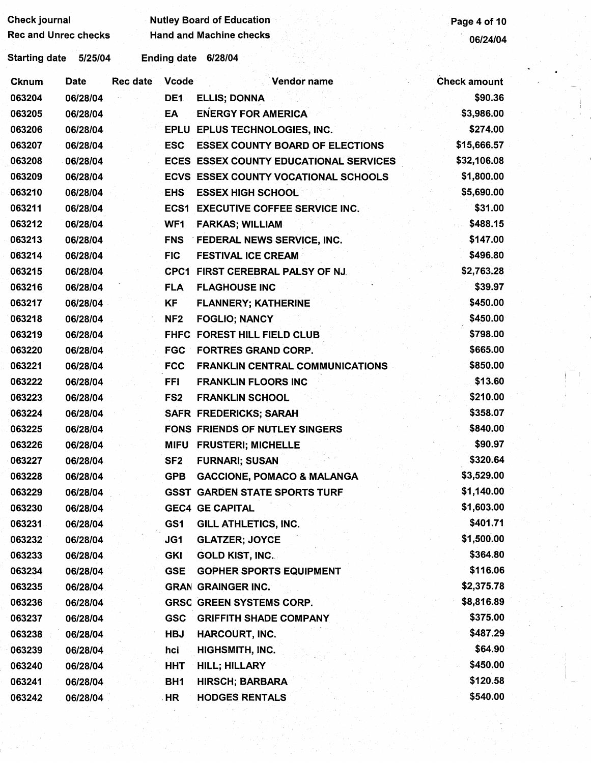Check journal
Rec and Unrec checks

Nutley Board of Education
Hand and Machine checks

06/24/04

Starting date 5/25/04 Ending date 6/28/04

| Cknum | Date | Rec date | Vcode | Vendor name | Check amount |
|---|---|---|---|---|---|
| 063204 | 06/28/04 | | DE1 | ELLIS; DONNA | $90.36 |
| 063205 | 06/28/04 | | EA | ENERGY FOR AMERICA | $3,986.00 |
| 063206 | 06/28/04 | | EPLU | EPLUS TECHNOLOGIES, INC. | $274.00 |
| 063207 | 06/28/04 | | ESC | ESSEX COUNTY BOARD OF ELECTIONS | $15,666.57 |
| 063208 | 06/28/04 | | ECES | ESSEX COUNTY EDUCATIONAL SERVICES | $32,106.08 |
| 063209 | 06/28/04 | | ECVS | ESSEX COUNTY VOCATIONAL SCHOOLS | $1,800.00 |
| 063210 | 06/28/04 | | EHS | ESSEX HIGH SCHOOL | $5,690.00 |
| 063211 | 06/28/04 | | ECS1 | EXECUTIVE COFFEE SERVICE INC. | $31.00 |
| 063212 | 06/28/04 | | WF1 | FARKAS; WILLIAM | $488.15 |
| 063213 | 06/28/04 | | FNS | FEDERAL NEWS SERVICE, INC. | $147.00 |
| 063214 | 06/28/04 | | FIC | FESTIVAL ICE CREAM | $496.80 |
| 063215 | 06/28/04 | | CPC1 | FIRST CEREBRAL PALSY OF NJ | $2,763.28 |
| 063216 | 06/28/04 | | FLA | FLAGHOUSE INC | $39.97 |
| 063217 | 06/28/04 | | KF | FLANNERY; KATHERINE | $450.00 |
| 063218 | 06/28/04 | | NF2 | FOGLIO; NANCY | $450.00 |
| 063219 | 06/28/04 | | FHFC | FOREST HILL FIELD CLUB | $798.00 |
| 063220 | 06/28/04 | | FGC | FORTRES GRAND CORP. | $665.00 |
| 063221 | 06/28/04 | | FCC | FRANKLIN CENTRAL COMMUNICATIONS | $850.00 |
| 063222 | 06/28/04 | | FFI | FRANKLIN FLOORS INC | $13.60 |
| 063223 | 06/28/04 | | FS2 | FRANKLIN SCHOOL | $210.00 |
| 063224 | 06/28/04 | | SAFR | FREDERICKS; SARAH | $358.07 |
| 063225 | 06/28/04 | | FONS | FRIENDS OF NUTLEY SINGERS | $840.00 |
| 063226 | 06/28/04 | | MIFU | FRUSTERI; MICHELLE | $90.97 |
| 063227 | 06/28/04 | | SF2 | FURNARI; SUSAN | $320.64 |
| 063228 | 06/28/04 | | GPB | GACCIONE, POMACO & MALANGA | $3,529.00 |
| 063229 | 06/28/04 | | GSST | GARDEN STATE SPORTS TURF | $1,140.00 |
| 063230 | 06/28/04 | | GEC4 | GE CAPITAL | $1,603.00 |
| 063231 | 06/28/04 | | GS1 | GILL ATHLETICS, INC. | $401.71 |
| 063232 | 06/28/04 | | JG1 | GLATZER; JOYCE | $1,500.00 |
| 063233 | 06/28/04 | | GKI | GOLD KIST, INC. | $364.80 |
| 063234 | 06/28/04 | | GSE | GOPHER SPORTS EQUIPMENT | $116.06 |
| 063235 | 06/28/04 | | GRAN | GRAINGER INC. | $2,375.78 |
| 063236 | 06/28/04 | | GRSC | GREEN SYSTEMS CORP. | $8,816.89 |
| 063237 | 06/28/04 | | GSC | GRIFFITH SHADE COMPANY | $375.00 |
| 063238 | 06/28/04 | | HBJ | HARCOURT, INC. | $487.29 |
| 063239 | 06/28/04 | | hci | HIGHSMITH, INC. | $64.90 |
| 063240 | 06/28/04 | | HHT | HILL; HILLARY | $450.00 |
| 063241 | 06/28/04 | | BH1 | HIRSCH; BARBARA | $120.58 |
| 063242 | 06/28/04 | | HR | HODGES RENTALS | $540.00 |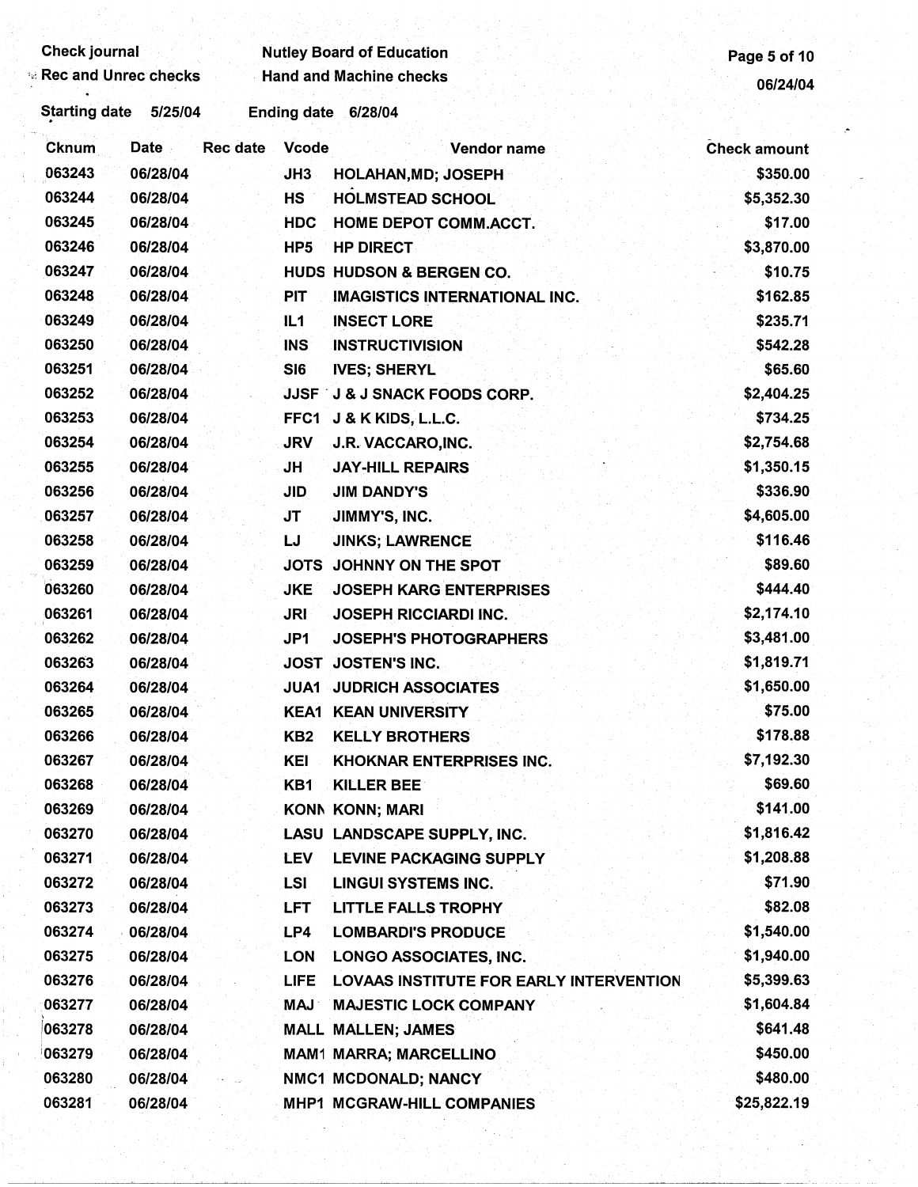Check journal | Nutley Board of Education
Rec and Unrec checks | Hand and Machine checks
06/24/04

Starting date 5/25/04 Ending date 6/28/04

| Cknum | Date | Rec date | Vcode | Vendor name | Check amount |
|---|---|---|---|---|---|
| 063243 | 06/28/04 | | JH3 | HOLAHAN,MD; JOSEPH | $350.00 |
| 063244 | 06/28/04 | | HS | HOLMSTEAD SCHOOL | $5,352.30 |
| 063245 | 06/28/04 | | HDC | HOME DEPOT COMM.ACCT. | $17.00 |
| 063246 | 06/28/04 | | HP5 | HP DIRECT | $3,870.00 |
| 063247 | 06/28/04 | | HUDS | HUDSON & BERGEN CO. | $10.75 |
| 063248 | 06/28/04 | | PIT | IMAGISTICS INTERNATIONAL INC. | $162.85 |
| 063249 | 06/28/04 | | IL1 | INSECT LORE | $235.71 |
| 063250 | 06/28/04 | | INS | INSTRUCTIVISION | $542.28 |
| 063251 | 06/28/04 | | SI6 | IVES; SHERYL | $65.60 |
| 063252 | 06/28/04 | | JJSF | J & J SNACK FOODS CORP. | $2,404.25 |
| 063253 | 06/28/04 | | FFC1 | J & K KIDS, L.L.C. | $734.25 |
| 063254 | 06/28/04 | | JRV | J.R. VACCARO,INC. | $2,754.68 |
| 063255 | 06/28/04 | | JH | JAY-HILL REPAIRS | $1,350.15 |
| 063256 | 06/28/04 | | JID | JIM DANDY'S | $336.90 |
| 063257 | 06/28/04 | | JT | JIMMY'S, INC. | $4,605.00 |
| 063258 | 06/28/04 | | LJ | JINKS; LAWRENCE | $116.46 |
| 063259 | 06/28/04 | | JOTS | JOHNNY ON THE SPOT | $89.60 |
| 063260 | 06/28/04 | | JKE | JOSEPH KARG ENTERPRISES | $444.40 |
| 063261 | 06/28/04 | | JRI | JOSEPH RICCIARDI INC. | $2,174.10 |
| 063262 | 06/28/04 | | JP1 | JOSEPH'S PHOTOGRAPHERS | $3,481.00 |
| 063263 | 06/28/04 | | JOST | JOSTEN'S INC. | $1,819.71 |
| 063264 | 06/28/04 | | JUA1 | JUDRICH ASSOCIATES | $1,650.00 |
| 063265 | 06/28/04 | | KEA1 | KEAN UNIVERSITY | $75.00 |
| 063266 | 06/28/04 | | KB2 | KELLY BROTHERS | $178.88 |
| 063267 | 06/28/04 | | KEI | KHOKNAR ENTERPRISES INC. | $7,192.30 |
| 063268 | 06/28/04 | | KB1 | KILLER BEE | $69.60 |
| 063269 | 06/28/04 | | KONN | KONN; MARI | $141.00 |
| 063270 | 06/28/04 | | LASU | LANDSCAPE SUPPLY, INC. | $1,816.42 |
| 063271 | 06/28/04 | | LEV | LEVINE PACKAGING SUPPLY | $1,208.88 |
| 063272 | 06/28/04 | | LSI | LINGUI SYSTEMS INC. | $71.90 |
| 063273 | 06/28/04 | | LFT | LITTLE FALLS TROPHY | $82.08 |
| 063274 | 06/28/04 | | LP4 | LOMBARDI'S PRODUCE | $1,540.00 |
| 063275 | 06/28/04 | | LON | LONGO ASSOCIATES, INC. | $1,940.00 |
| 063276 | 06/28/04 | | LIFE | LOVAAS INSTITUTE FOR EARLY INTERVENTION | $5,399.63 |
| 063277 | 06/28/04 | | MAJ | MAJESTIC LOCK COMPANY | $1,604.84 |
| 063278 | 06/28/04 | | MALL | MALLEN; JAMES | $641.48 |
| 063279 | 06/28/04 | | MAM1 | MARRA; MARCELLINO | $450.00 |
| 063280 | 06/28/04 | | NMC1 | MCDONALD; NANCY | $480.00 |
| 063281 | 06/28/04 | | MHP1 | MCGRAW-HILL COMPANIES | $25,822.19 |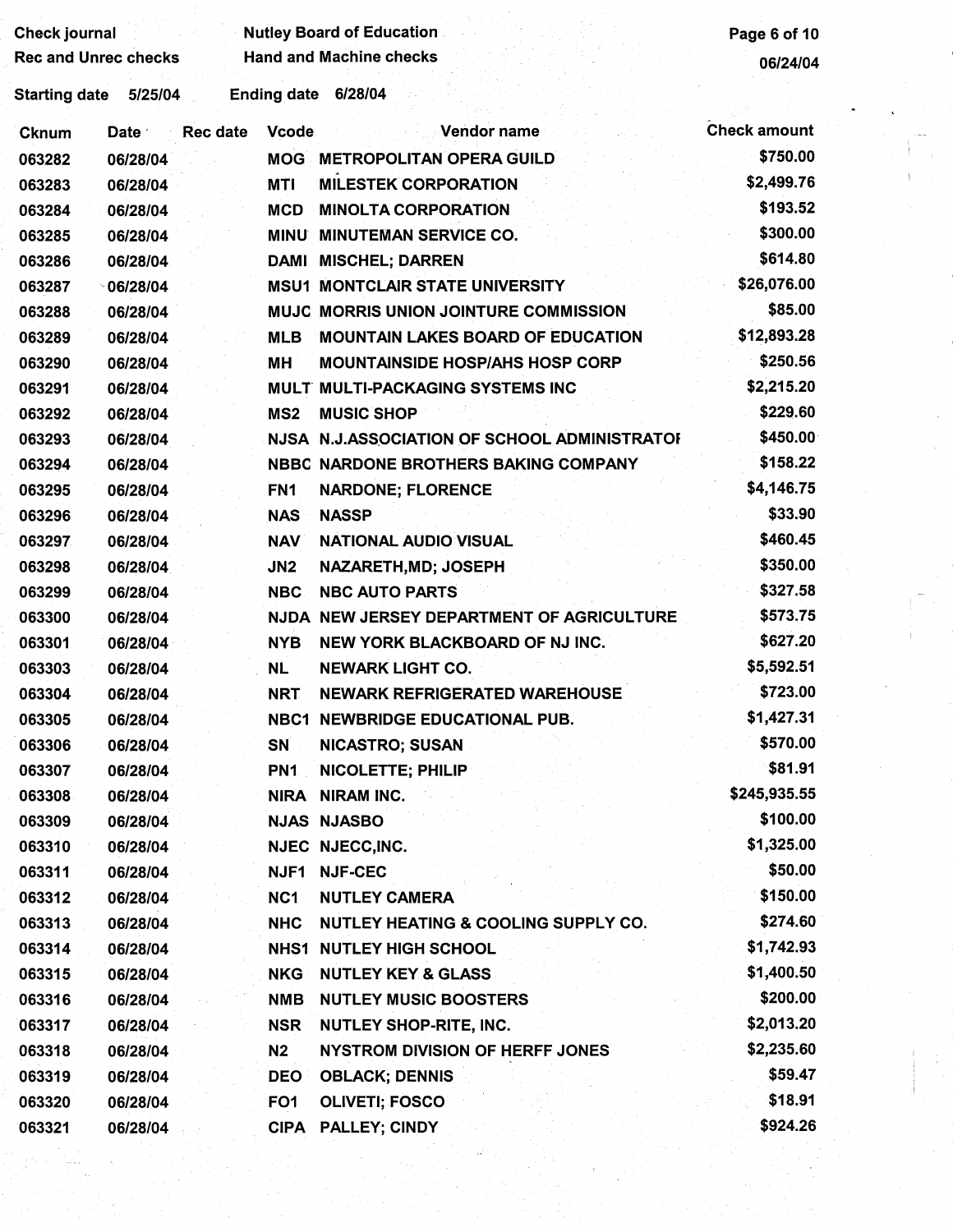Check journal | Nutley Board of Education
Rec and Unrec checks | Hand and Machine checks

06/24/04

Starting date 5/25/04 Ending date 6/28/04

| Cknum | Date | Rec date | Vcode | Vendor name | Check amount |
|---|---|---|---|---|---|
| 063282 | 06/28/04 | | MOG | METROPOLITAN OPERA GUILD | $750.00 |
| 063283 | 06/28/04 | | MTI | MILESTEK CORPORATION | $2,499.76 |
| 063284 | 06/28/04 | | MCD | MINOLTA CORPORATION | $193.52 |
| 063285 | 06/28/04 | | MINU | MINUTEMAN SERVICE CO. | $300.00 |
| 063286 | 06/28/04 | | DAMI | MISCHEL; DARREN | $614.80 |
| 063287 | 06/28/04 | | MSU1 | MONTCLAIR STATE UNIVERSITY | $26,076.00 |
| 063288 | 06/28/04 | | MUJC | MORRIS UNION JOINTURE COMMISSION | $85.00 |
| 063289 | 06/28/04 | | MLB | MOUNTAIN LAKES BOARD OF EDUCATION | $12,893.28 |
| 063290 | 06/28/04 | | MH | MOUNTAINSIDE HOSP/AHS HOSP CORP | $250.56 |
| 063291 | 06/28/04 | | MULT | MULTI-PACKAGING SYSTEMS INC | $2,215.20 |
| 063292 | 06/28/04 | | MS2 | MUSIC SHOP | $229.60 |
| 063293 | 06/28/04 | | NJSA | N.J.ASSOCIATION OF SCHOOL ADMINISTRATOI | $450.00 |
| 063294 | 06/28/04 | | NBBC | NARDONE BROTHERS BAKING COMPANY | $158.22 |
| 063295 | 06/28/04 | | FN1 | NARDONE; FLORENCE | $4,146.75 |
| 063296 | 06/28/04 | | NAS | NASSP | $33.90 |
| 063297 | 06/28/04 | | NAV | NATIONAL AUDIO VISUAL | $460.45 |
| 063298 | 06/28/04 | | JN2 | NAZARETH,MD; JOSEPH | $350.00 |
| 063299 | 06/28/04 | | NBC | NBC AUTO PARTS | $327.58 |
| 063300 | 06/28/04 | | NJDA | NEW JERSEY DEPARTMENT OF AGRICULTURE | $573.75 |
| 063301 | 06/28/04 | | NYB | NEW YORK BLACKBOARD OF NJ INC. | $627.20 |
| 063303 | 06/28/04 | | NL | NEWARK LIGHT CO. | $5,592.51 |
| 063304 | 06/28/04 | | NRT | NEWARK REFRIGERATED WAREHOUSE | $723.00 |
| 063305 | 06/28/04 | | NBC1 | NEWBRIDGE EDUCATIONAL PUB. | $1,427.31 |
| 063306 | 06/28/04 | | SN | NICASTRO; SUSAN | $570.00 |
| 063307 | 06/28/04 | | PN1 | NICOLETTE; PHILIP | $81.91 |
| 063308 | 06/28/04 | | NIRA | NIRAM INC. | $245,935.55 |
| 063309 | 06/28/04 | | NJAS | NJASBO | $100.00 |
| 063310 | 06/28/04 | | NJEC | NJECC,INC. | $1,325.00 |
| 063311 | 06/28/04 | | NJF1 | NJF-CEC | $50.00 |
| 063312 | 06/28/04 | | NC1 | NUTLEY CAMERA | $150.00 |
| 063313 | 06/28/04 | | NHC | NUTLEY HEATING & COOLING SUPPLY CO. | $274.60 |
| 063314 | 06/28/04 | | NHS1 | NUTLEY HIGH SCHOOL | $1,742.93 |
| 063315 | 06/28/04 | | NKG | NUTLEY KEY & GLASS | $1,400.50 |
| 063316 | 06/28/04 | | NMB | NUTLEY MUSIC BOOSTERS | $200.00 |
| 063317 | 06/28/04 | | NSR | NUTLEY SHOP-RITE, INC. | $2,013.20 |
| 063318 | 06/28/04 | | N2 | NYSTROM DIVISION OF HERFF JONES | $2,235.60 |
| 063319 | 06/28/04 | | DEO | OBLACK; DENNIS | $59.47 |
| 063320 | 06/28/04 | | FO1 | OLIVETI; FOSCO | $18.91 |
| 063321 | 06/28/04 | | CIPA | PALLEY; CINDY | $924.26 |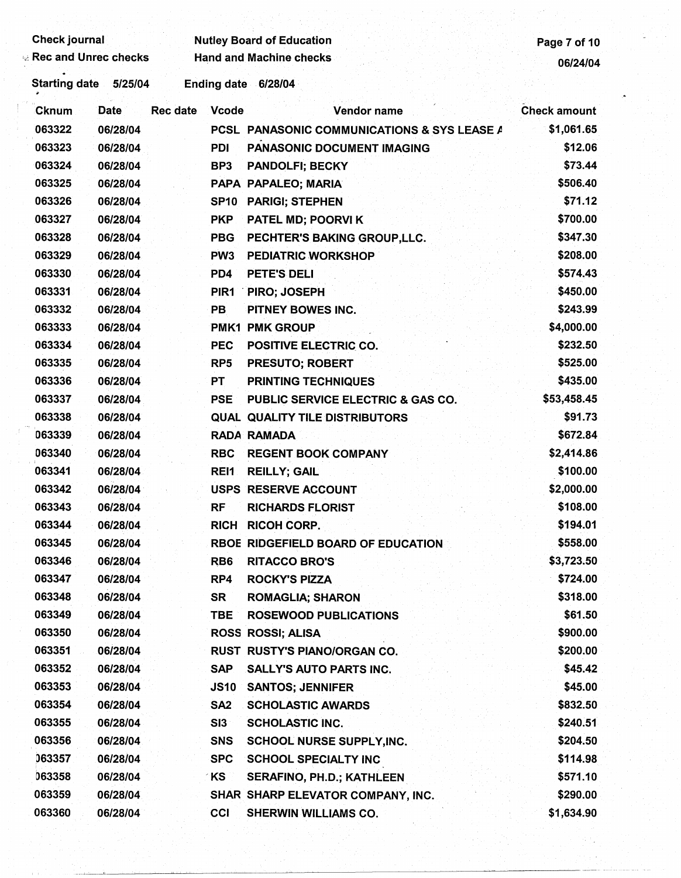Check journal — Nutley Board of Education

Rec and Unrec checks — Hand and Machine checks

06/24/04

Starting date 5/25/04 Ending date 6/28/04

| Cknum | Date | Rec date | Vcode | Vendor name | Check amount |
|---|---|---|---|---|---|
| 063322 | 06/28/04 | | PCSL | PANASONIC COMMUNICATIONS & SYS LEASE A | $1,061.65 |
| 063323 | 06/28/04 | | PDI | PANASONIC DOCUMENT IMAGING | $12.06 |
| 063324 | 06/28/04 | | BP3 | PANDOLFI; BECKY | $73.44 |
| 063325 | 06/28/04 | | PAPA | PAPALEO; MARIA | $506.40 |
| 063326 | 06/28/04 | | SP10 | PARIGI; STEPHEN | $71.12 |
| 063327 | 06/28/04 | | PKP | PATEL MD; POORVI K | $700.00 |
| 063328 | 06/28/04 | | PBG | PECHTER'S BAKING GROUP,LLC. | $347.30 |
| 063329 | 06/28/04 | | PW3 | PEDIATRIC WORKSHOP | $208.00 |
| 063330 | 06/28/04 | | PD4 | PETE'S DELI | $574.43 |
| 063331 | 06/28/04 | | PIR1 | PIRO; JOSEPH | $450.00 |
| 063332 | 06/28/04 | | PB | PITNEY BOWES INC. | $243.99 |
| 063333 | 06/28/04 | | PMK1 | PMK GROUP | $4,000.00 |
| 063334 | 06/28/04 | | PEC | POSITIVE ELECTRIC CO. | $232.50 |
| 063335 | 06/28/04 | | RP5 | PRESUTO; ROBERT | $525.00 |
| 063336 | 06/28/04 | | PT | PRINTING TECHNIQUES | $435.00 |
| 063337 | 06/28/04 | | PSE | PUBLIC SERVICE ELECTRIC & GAS CO. | $53,458.45 |
| 063338 | 06/28/04 | | QUAL | QUALITY TILE DISTRIBUTORS | $91.73 |
| 063339 | 06/28/04 | | RADA | RAMADA | $672.84 |
| 063340 | 06/28/04 | | RBC | REGENT BOOK COMPANY | $2,414.86 |
| 063341 | 06/28/04 | | REI1 | REILLY; GAIL | $100.00 |
| 063342 | 06/28/04 | | USPS | RESERVE ACCOUNT | $2,000.00 |
| 063343 | 06/28/04 | | RF | RICHARDS FLORIST | $108.00 |
| 063344 | 06/28/04 | | RICH | RICOH CORP. | $194.01 |
| 063345 | 06/28/04 | | RBOE | RIDGEFIELD BOARD OF EDUCATION | $558.00 |
| 063346 | 06/28/04 | | RB6 | RITACCO BRO'S | $3,723.50 |
| 063347 | 06/28/04 | | RP4 | ROCKY'S PIZZA | $724.00 |
| 063348 | 06/28/04 | | SR | ROMAGLIA; SHARON | $318.00 |
| 063349 | 06/28/04 | | TBE | ROSEWOOD PUBLICATIONS | $61.50 |
| 063350 | 06/28/04 | | ROSS | ROSSI; ALISA | $900.00 |
| 063351 | 06/28/04 | | RUST | RUSTY'S PIANO/ORGAN CO. | $200.00 |
| 063352 | 06/28/04 | | SAP | SALLY'S AUTO PARTS INC. | $45.42 |
| 063353 | 06/28/04 | | JS10 | SANTOS; JENNIFER | $45.00 |
| 063354 | 06/28/04 | | SA2 | SCHOLASTIC AWARDS | $832.50 |
| 063355 | 06/28/04 | | SI3 | SCHOLASTIC INC. | $240.51 |
| 063356 | 06/28/04 | | SNS | SCHOOL NURSE SUPPLY,INC. | $204.50 |
| 063357 | 06/28/04 | | SPC | SCHOOL SPECIALTY INC | $114.98 |
| 063358 | 06/28/04 | | KS | SERAFINO, PH.D.; KATHLEEN | $571.10 |
| 063359 | 06/28/04 | | SHAR | SHARP ELEVATOR COMPANY, INC. | $290.00 |
| 063360 | 06/28/04 | | CCI | SHERWIN WILLIAMS CO. | $1,634.90 |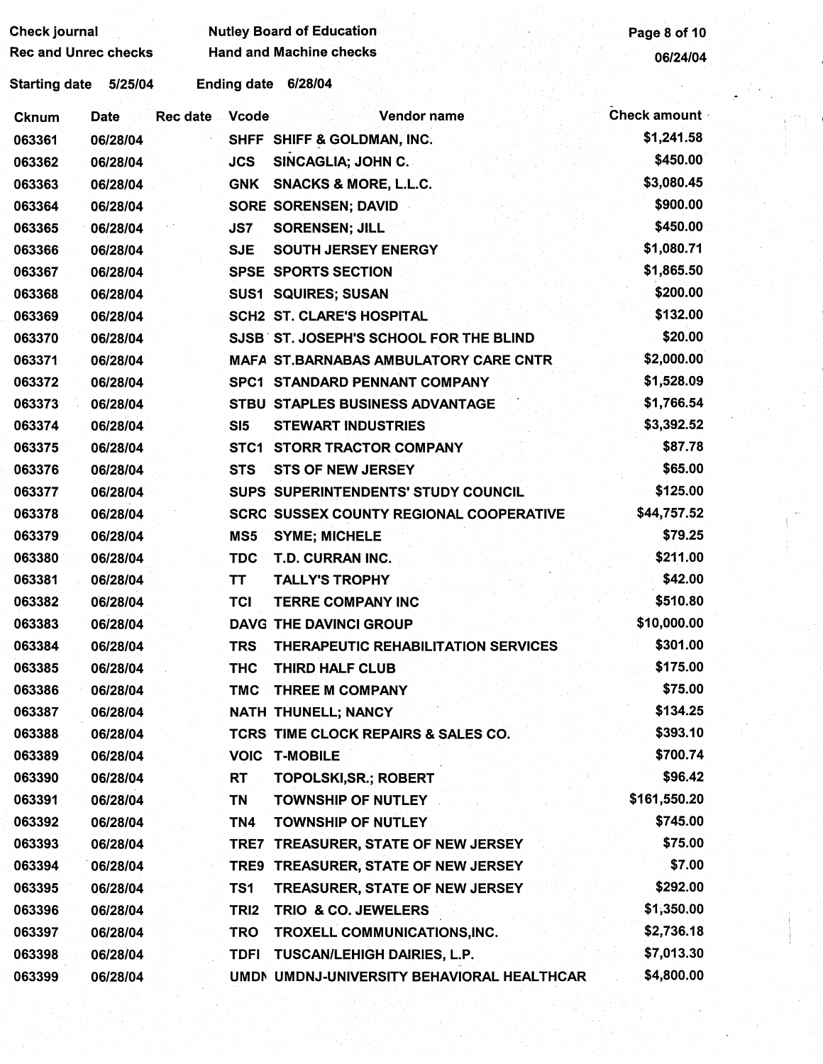Check journal | Nutley Board of Education
Rec and Unrec checks | Hand and Machine checks

06/24/04

Starting date 5/25/04 Ending date 6/28/04

| Cknum | Date | Rec date | Vcode | Vendor name | Check amount |
|---|---|---|---|---|---|
| 063361 | 06/28/04 | | SHFF | SHIFF & GOLDMAN, INC. | $1,241.58 |
| 063362 | 06/28/04 | | JCS | SINCAGLIA; JOHN C. | $450.00 |
| 063363 | 06/28/04 | | GNK | SNACKS & MORE, L.L.C. | $3,080.45 |
| 063364 | 06/28/04 | | SORE | SORENSEN; DAVID | $900.00 |
| 063365 | 06/28/04 | | JS7 | SORENSEN; JILL | $450.00 |
| 063366 | 06/28/04 | | SJE | SOUTH JERSEY ENERGY | $1,080.71 |
| 063367 | 06/28/04 | | SPSE | SPORTS SECTION | $1,865.50 |
| 063368 | 06/28/04 | | SUS1 | SQUIRES; SUSAN | $200.00 |
| 063369 | 06/28/04 | | SCH2 | ST. CLARE'S HOSPITAL | $132.00 |
| 063370 | 06/28/04 | | SJSB | ST. JOSEPH'S SCHOOL FOR THE BLIND | $20.00 |
| 063371 | 06/28/04 | | MAFA | ST.BARNABAS AMBULATORY CARE CNTR | $2,000.00 |
| 063372 | 06/28/04 | | SPC1 | STANDARD PENNANT COMPANY | $1,528.09 |
| 063373 | 06/28/04 | | STBU | STAPLES BUSINESS ADVANTAGE | $1,766.54 |
| 063374 | 06/28/04 | | SI5 | STEWART INDUSTRIES | $3,392.52 |
| 063375 | 06/28/04 | | STC1 | STORR TRACTOR COMPANY | $87.78 |
| 063376 | 06/28/04 | | STS | STS OF NEW JERSEY | $65.00 |
| 063377 | 06/28/04 | | SUPS | SUPERINTENDENTS' STUDY COUNCIL | $125.00 |
| 063378 | 06/28/04 | | SCRC | SUSSEX COUNTY REGIONAL COOPERATIVE | $44,757.52 |
| 063379 | 06/28/04 | | MS5 | SYME; MICHELE | $79.25 |
| 063380 | 06/28/04 | | TDC | T.D. CURRAN INC. | $211.00 |
| 063381 | 06/28/04 | | TT | TALLY'S TROPHY | $42.00 |
| 063382 | 06/28/04 | | TCI | TERRE COMPANY INC | $510.80 |
| 063383 | 06/28/04 | | DAVG | THE DAVINCI GROUP | $10,000.00 |
| 063384 | 06/28/04 | | TRS | THERAPEUTIC REHABILITATION SERVICES | $301.00 |
| 063385 | 06/28/04 | | THC | THIRD HALF CLUB | $175.00 |
| 063386 | 06/28/04 | | TMC | THREE M COMPANY | $75.00 |
| 063387 | 06/28/04 | | NATH | THUNELL; NANCY | $134.25 |
| 063388 | 06/28/04 | | TCRS | TIME CLOCK REPAIRS & SALES CO. | $393.10 |
| 063389 | 06/28/04 | | VOIC | T-MOBILE | $700.74 |
| 063390 | 06/28/04 | | RT | TOPOLSKI,SR.; ROBERT | $96.42 |
| 063391 | 06/28/04 | | TN | TOWNSHIP OF NUTLEY | $161,550.20 |
| 063392 | 06/28/04 | | TN4 | TOWNSHIP OF NUTLEY | $745.00 |
| 063393 | 06/28/04 | | TRE7 | TREASURER, STATE OF NEW JERSEY | $75.00 |
| 063394 | 06/28/04 | | TRE9 | TREASURER, STATE OF NEW JERSEY | $7.00 |
| 063395 | 06/28/04 | | TS1 | TREASURER, STATE OF NEW JERSEY | $292.00 |
| 063396 | 06/28/04 | | TRI2 | TRIO & CO. JEWELERS | $1,350.00 |
| 063397 | 06/28/04 | | TRO | TROXELL COMMUNICATIONS,INC. | $2,736.18 |
| 063398 | 06/28/04 | | TDFI | TUSCAN/LEHIGH DAIRIES, L.P. | $7,013.30 |
| 063399 | 06/28/04 | | UMDN | UMDNJ-UNIVERSITY BEHAVIORAL HEALTHCAR | $4,800.00 |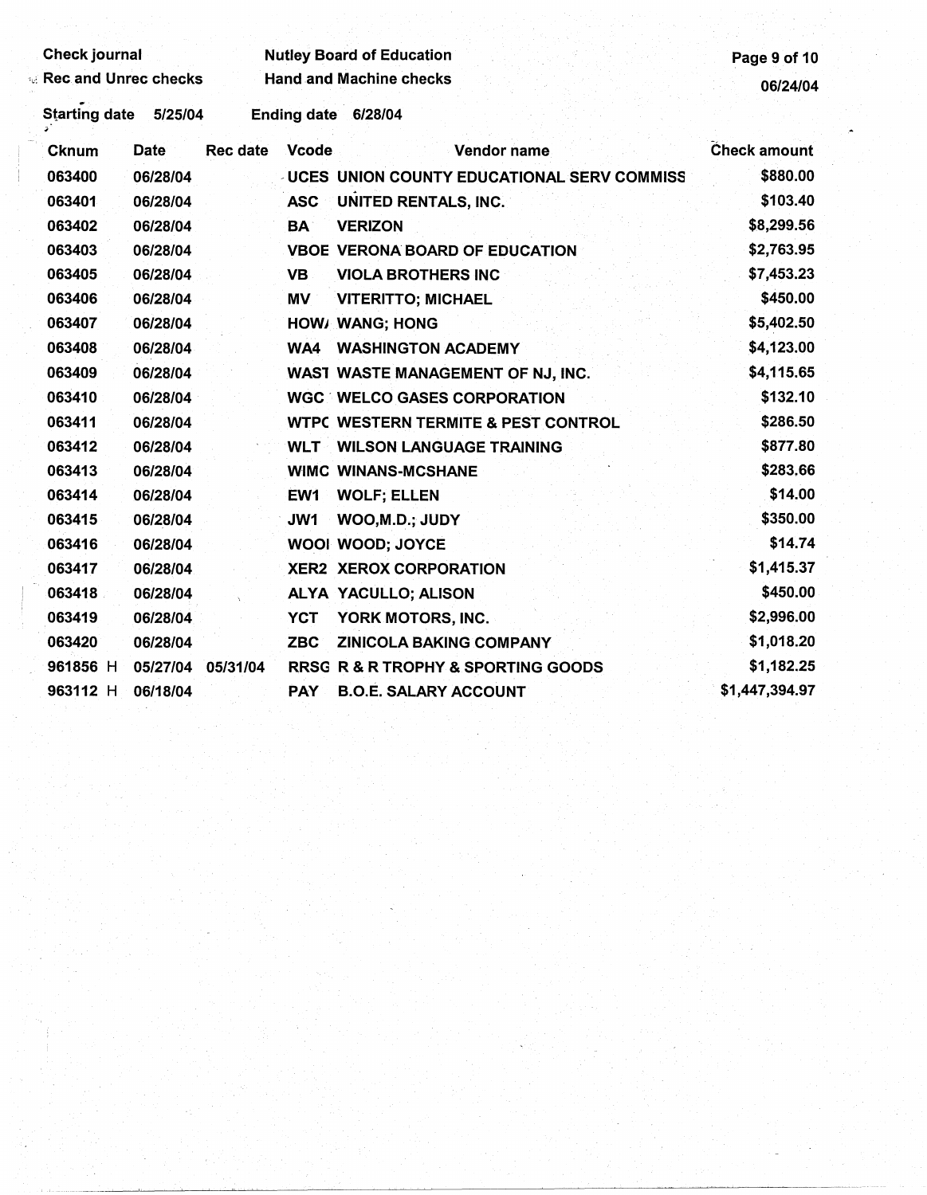Check journal | Nutley Board of Education
Rec and Unrec checks | Hand and Machine checks

06/24/04

Starting date 5/25/04 Ending date 6/28/04

| Cknum | Date | Rec date | Vcode | Vendor name | Check amount |
|---|---|---|---|---|---|
| 063400 | 06/28/04 | | UCES | UNION COUNTY EDUCATIONAL SERV COMMISS | $880.00 |
| 063401 | 06/28/04 | | ASC | UNITED RENTALS, INC. | $103.40 |
| 063402 | 06/28/04 | | BA | VERIZON | $8,299.56 |
| 063403 | 06/28/04 | | VBOE | VERONA BOARD OF EDUCATION | $2,763.95 |
| 063405 | 06/28/04 | | VB | VIOLA BROTHERS INC | $7,453.23 |
| 063406 | 06/28/04 | | MV | VITERITTO; MICHAEL | $450.00 |
| 063407 | 06/28/04 | | HOW/ | WANG; HONG | $5,402.50 |
| 063408 | 06/28/04 | | WA4 | WASHINGTON ACADEMY | $4,123.00 |
| 063409 | 06/28/04 | | WAST | WASTE MANAGEMENT OF NJ, INC. | $4,115.65 |
| 063410 | 06/28/04 | | WGC | WELCO GASES CORPORATION | $132.10 |
| 063411 | 06/28/04 | | WTPC | WESTERN TERMITE & PEST CONTROL | $286.50 |
| 063412 | 06/28/04 | | WLT | WILSON LANGUAGE TRAINING | $877.80 |
| 063413 | 06/28/04 | | WIMC | WINANS-MCSHANE | $283.66 |
| 063414 | 06/28/04 | | EW1 | WOLF; ELLEN | $14.00 |
| 063415 | 06/28/04 | | JW1 | WOO,M.D.; JUDY | $350.00 |
| 063416 | 06/28/04 | | WOOI | WOOD; JOYCE | $14.74 |
| 063417 | 06/28/04 | | XER2 | XEROX CORPORATION | $1,415.37 |
| 063418 | 06/28/04 | | ALYA | YACULLO; ALISON | $450.00 |
| 063419 | 06/28/04 | | YCT | YORK MOTORS, INC. | $2,996.00 |
| 063420 | 06/28/04 | | ZBC | ZINICOLA BAKING COMPANY | $1,018.20 |
| 961856 H | 05/27/04 | 05/31/04 | RRSG | R & R TROPHY & SPORTING GOODS | $1,182.25 |
| 963112 H | 06/18/04 | | PAY | B.O.E. SALARY ACCOUNT | $1,447,394.97 |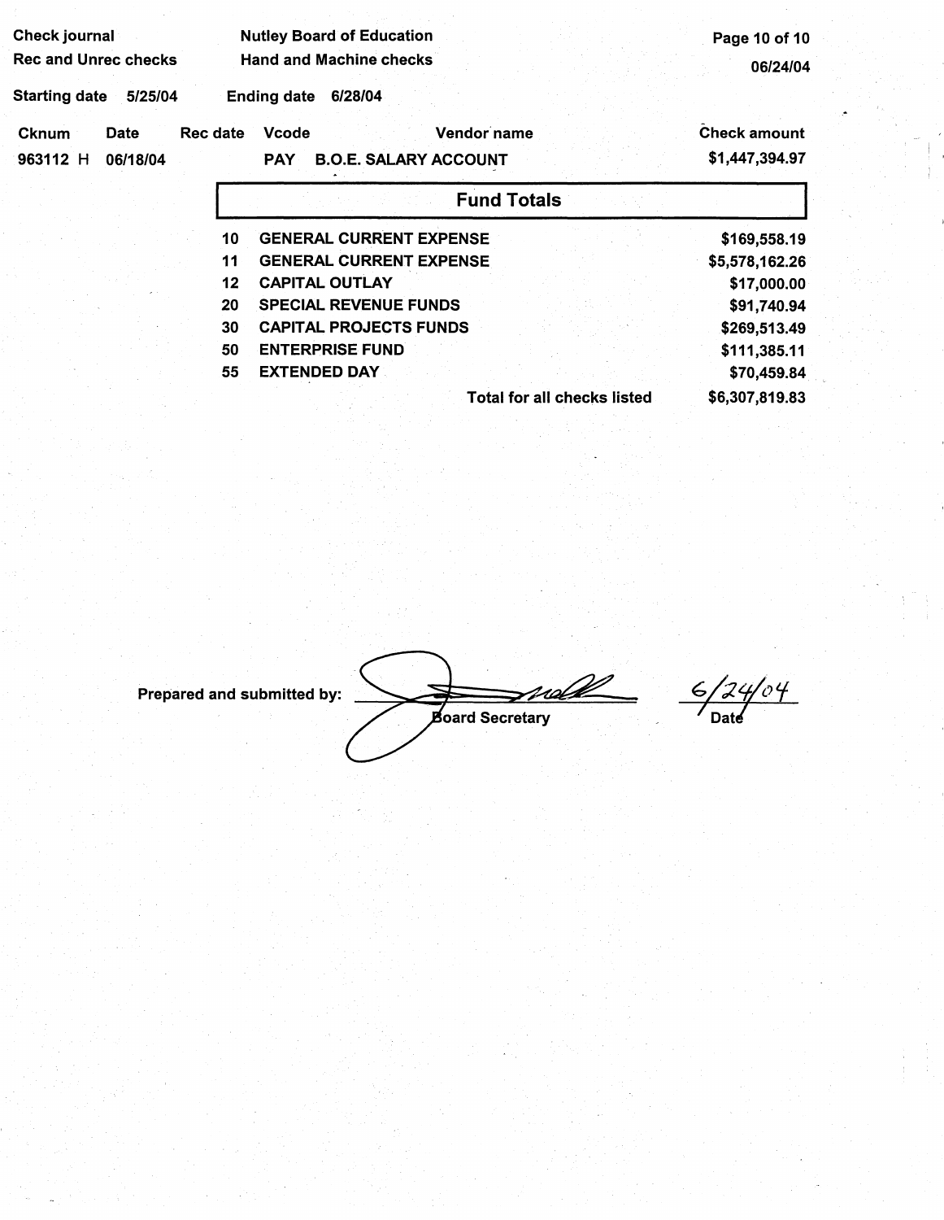Check journal
Rec and Unrec checks

Nutley Board of Education
Hand and Machine checks

06/24/04

Starting date 5/25/04 Ending date 6/28/04

| Cknum | Date | Rec date | Vcode | Vendor name | Check amount |
|---|---|---|---|---|---|
| 963112 H | 06/18/04 | | PAY | B.O.E. SALARY ACCOUNT | $1,447,394.97 |

## Fund Totals

| | | |
|---|---|---|
| 10 | GENERAL CURRENT EXPENSE | $169,558.19 |
| 11 | GENERAL CURRENT EXPENSE | $5,578,162.26 |
| 12 | CAPITAL OUTLAY | $17,000.00 |
| 20 | SPECIAL REVENUE FUNDS | $91,740.94 |
| 30 | CAPITAL PROJECTS FUNDS | $269,513.49 |
| 50 | ENTERPRISE FUND | $111,385.11 |
| 55 | EXTENDED DAY | $70,459.84 |
| | Total for all checks listed | $6,307,819.83 |

Prepared and submitted by: ________________ Board Secretary

6/24/04
Date